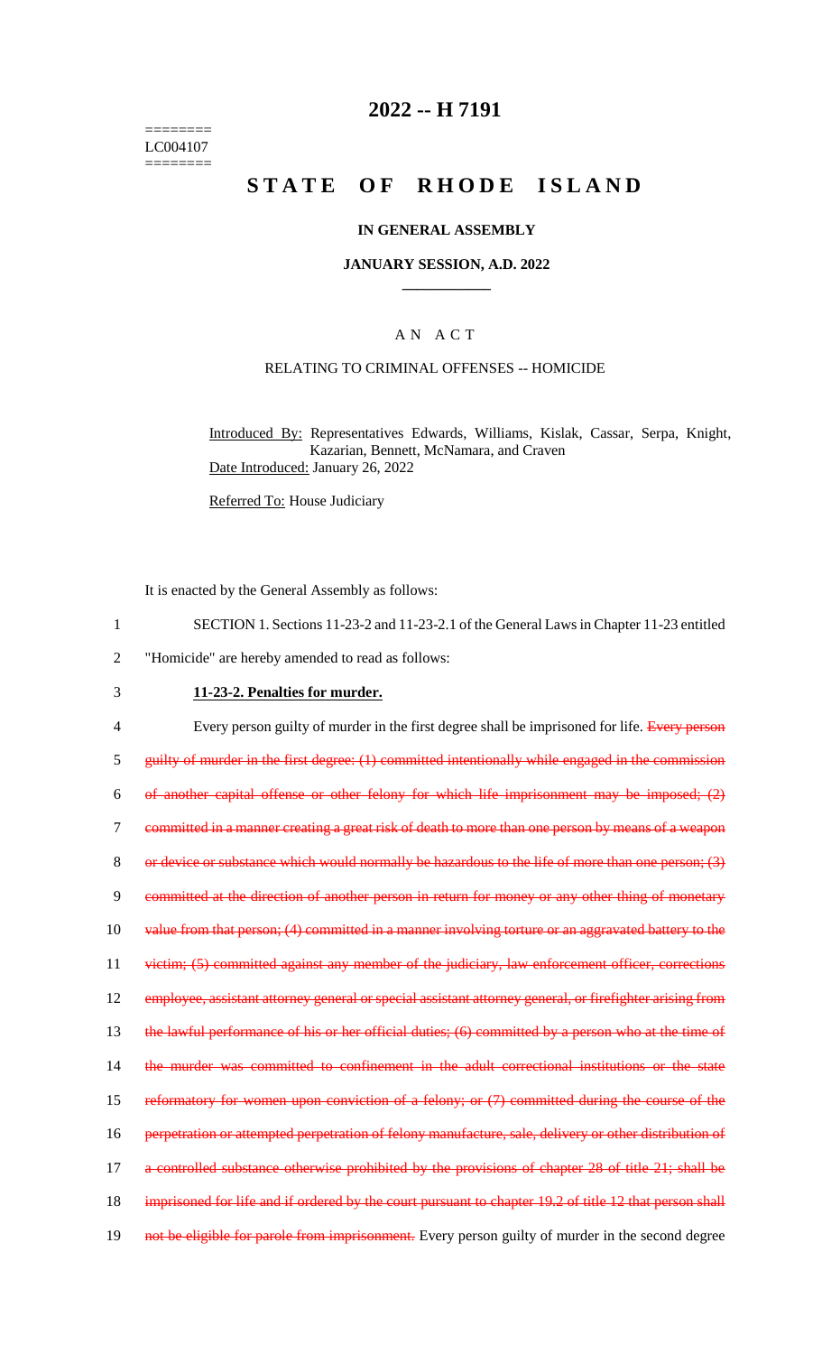========
LC004107
========

# 2022 -- H 7191

# STATE OF RHODE ISLAND

## IN GENERAL ASSEMBLY

### JANUARY SESSION, A.D. 2022

____________

A N A C T

RELATING TO CRIMINAL OFFENSES -- HOMICIDE

Introduced By: Representatives Edwards, Williams, Kislak, Cassar, Serpa, Knight, Kazarian, Bennett, McNamara, and Craven

Date Introduced: January 26, 2022

Referred To: House Judiciary

It is enacted by the General Assembly as follows:

1 SECTION 1. Sections 11-23-2 and 11-23-2.1 of the General Laws in Chapter 11-23 entitled
2 "Homicide" are hereby amended to read as follows:

3 **11-23-2. Penalties for murder.**

4 Every person guilty of murder in the first degree shall be imprisoned for life. ~~Every person~~
5 ~~guilty of murder in the first degree: (1) committed intentionally while engaged in the commission~~
6 ~~of another capital offense or other felony for which life imprisonment may be imposed; (2)~~
7 ~~committed in a manner creating a great risk of death to more than one person by means of a weapon~~
8 ~~or device or substance which would normally be hazardous to the life of more than one person; (3)~~
9 ~~committed at the direction of another person in return for money or any other thing of monetary~~
10 ~~value from that person; (4) committed in a manner involving torture or an aggravated battery to the~~
11 ~~victim; (5) committed against any member of the judiciary, law enforcement officer, corrections~~
12 ~~employee, assistant attorney general or special assistant attorney general, or firefighter arising from~~
13 ~~the lawful performance of his or her official duties; (6) committed by a person who at the time of~~
14 ~~the murder was committed to confinement in the adult correctional institutions or the state~~
15 ~~reformatory for women upon conviction of a felony; or (7) committed during the course of the~~
16 ~~perpetration or attempted perpetration of felony manufacture, sale, delivery or other distribution of~~
17 ~~a controlled substance otherwise prohibited by the provisions of chapter 28 of title 21; shall be~~
18 ~~imprisoned for life and if ordered by the court pursuant to chapter 19.2 of title 12 that person shall~~
19 ~~not be eligible for parole from imprisonment.~~ Every person guilty of murder in the second degree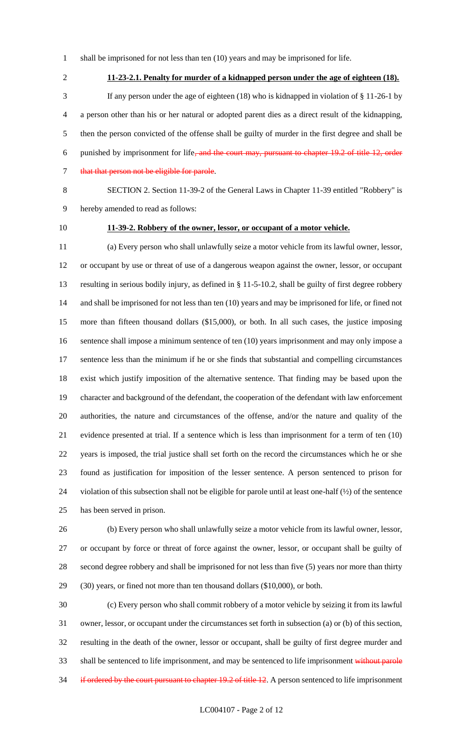shall be imprisoned for not less than ten (10) years and may be imprisoned for life.

**11-23-2.1. Penalty for murder of a kidnapped person under the age of eighteen (18).**

If any person under the age of eighteen (18) who is kidnapped in violation of § 11-26-1 by a person other than his or her natural or adopted parent dies as a direct result of the kidnapping, then the person convicted of the offense shall be guilty of murder in the first degree and shall be punished by imprisonment for life~~, and the court may, pursuant to chapter 19.2 of title 12, order that that person not be eligible for parole~~.

SECTION 2. Section 11-39-2 of the General Laws in Chapter 11-39 entitled "Robbery" is hereby amended to read as follows:

**11-39-2. Robbery of the owner, lessor, or occupant of a motor vehicle.**

(a) Every person who shall unlawfully seize a motor vehicle from its lawful owner, lessor, or occupant by use or threat of use of a dangerous weapon against the owner, lessor, or occupant resulting in serious bodily injury, as defined in § 11-5-10.2, shall be guilty of first degree robbery and shall be imprisoned for not less than ten (10) years and may be imprisoned for life, or fined not more than fifteen thousand dollars ($15,000), or both. In all such cases, the justice imposing sentence shall impose a minimum sentence of ten (10) years imprisonment and may only impose a sentence less than the minimum if he or she finds that substantial and compelling circumstances exist which justify imposition of the alternative sentence. That finding may be based upon the character and background of the defendant, the cooperation of the defendant with law enforcement authorities, the nature and circumstances of the offense, and/or the nature and quality of the evidence presented at trial. If a sentence which is less than imprisonment for a term of ten (10) years is imposed, the trial justice shall set forth on the record the circumstances which he or she found as justification for imposition of the lesser sentence. A person sentenced to prison for violation of this subsection shall not be eligible for parole until at least one-half (½) of the sentence has been served in prison.

(b) Every person who shall unlawfully seize a motor vehicle from its lawful owner, lessor, or occupant by force or threat of force against the owner, lessor, or occupant shall be guilty of second degree robbery and shall be imprisoned for not less than five (5) years nor more than thirty (30) years, or fined not more than ten thousand dollars ($10,000), or both.

(c) Every person who shall commit robbery of a motor vehicle by seizing it from its lawful owner, lessor, or occupant under the circumstances set forth in subsection (a) or (b) of this section, resulting in the death of the owner, lessor or occupant, shall be guilty of first degree murder and shall be sentenced to life imprisonment, and may be sentenced to life imprisonment ~~without parole if ordered by the court pursuant to chapter 19.2 of title 12~~. A person sentenced to life imprisonment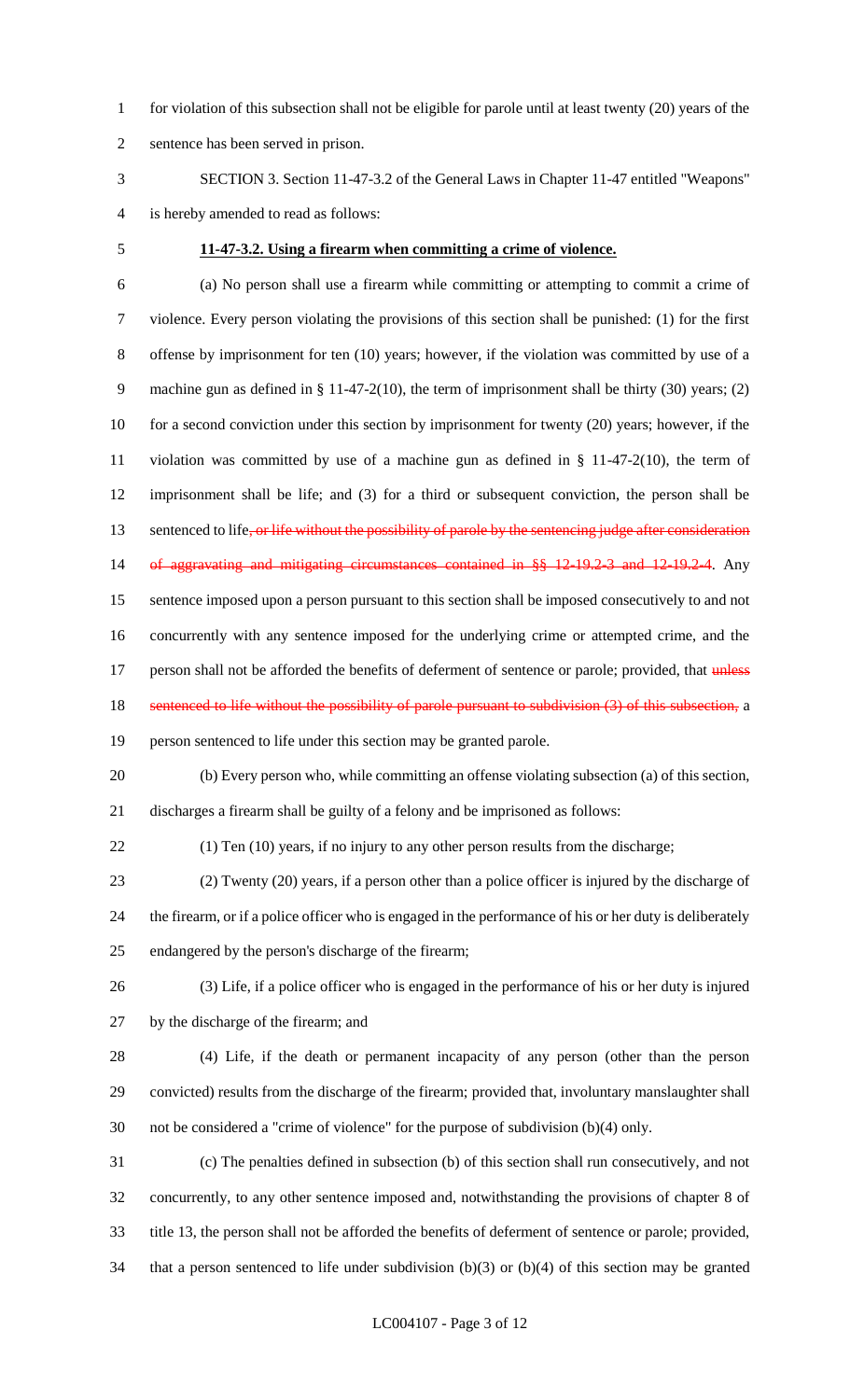for violation of this subsection shall not be eligible for parole until at least twenty (20) years of the sentence has been served in prison.

SECTION 3. Section 11-47-3.2 of the General Laws in Chapter 11-47 entitled "Weapons" is hereby amended to read as follows:

**11-47-3.2. Using a firearm when committing a crime of violence.**

(a) No person shall use a firearm while committing or attempting to commit a crime of violence. Every person violating the provisions of this section shall be punished: (1) for the first offense by imprisonment for ten (10) years; however, if the violation was committed by use of a machine gun as defined in § 11-47-2(10), the term of imprisonment shall be thirty (30) years; (2) for a second conviction under this section by imprisonment for twenty (20) years; however, if the violation was committed by use of a machine gun as defined in § 11-47-2(10), the term of imprisonment shall be life; and (3) for a third or subsequent conviction, the person shall be sentenced to life~~, or life without the possibility of parole by the sentencing judge after consideration of aggravating and mitigating circumstances contained in §§ 12-19.2-3 and 12-19.2-4~~. Any sentence imposed upon a person pursuant to this section shall be imposed consecutively to and not concurrently with any sentence imposed for the underlying crime or attempted crime, and the person shall not be afforded the benefits of deferment of sentence or parole; provided, that ~~unless sentenced to life without the possibility of parole pursuant to subdivision (3) of this subsection,~~ a person sentenced to life under this section may be granted parole.

(b) Every person who, while committing an offense violating subsection (a) of this section, discharges a firearm shall be guilty of a felony and be imprisoned as follows:

(1) Ten (10) years, if no injury to any other person results from the discharge;

(2) Twenty (20) years, if a person other than a police officer is injured by the discharge of the firearm, or if a police officer who is engaged in the performance of his or her duty is deliberately endangered by the person's discharge of the firearm;

(3) Life, if a police officer who is engaged in the performance of his or her duty is injured by the discharge of the firearm; and

(4) Life, if the death or permanent incapacity of any person (other than the person convicted) results from the discharge of the firearm; provided that, involuntary manslaughter shall not be considered a "crime of violence" for the purpose of subdivision (b)(4) only.

(c) The penalties defined in subsection (b) of this section shall run consecutively, and not concurrently, to any other sentence imposed and, notwithstanding the provisions of chapter 8 of title 13, the person shall not be afforded the benefits of deferment of sentence or parole; provided, that a person sentenced to life under subdivision (b)(3) or (b)(4) of this section may be granted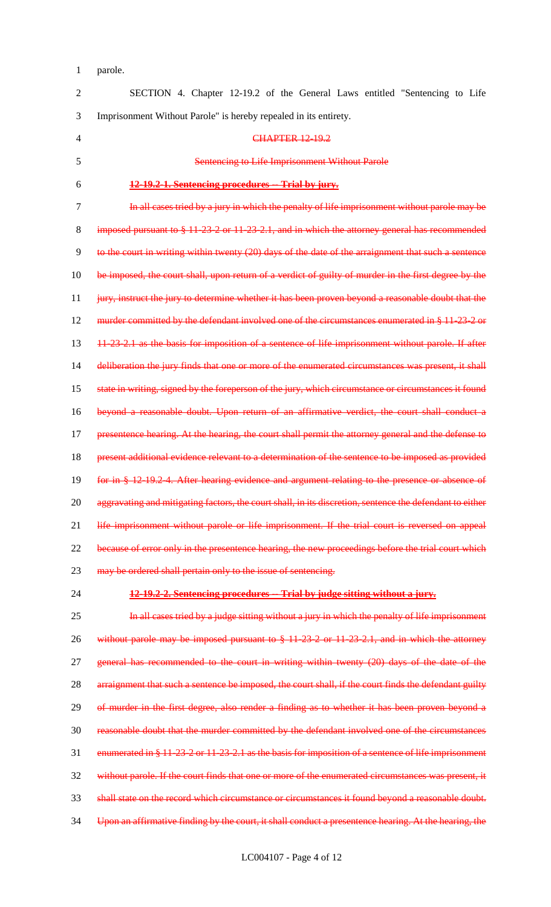parole.

SECTION 4. Chapter 12-19.2 of the General Laws entitled "Sentencing to Life Imprisonment Without Parole" is hereby repealed in its entirety.

~~CHAPTER 12-19.2~~

~~Sentencing to Life Imprisonment Without Parole~~

~~**12-19.2-1. Sentencing procedures -- Trial by jury.**~~

~~In all cases tried by a jury in which the penalty of life imprisonment without parole may be imposed pursuant to § 11-23-2 or 11-23-2.1, and in which the attorney general has recommended to the court in writing within twenty (20) days of the date of the arraignment that such a sentence be imposed, the court shall, upon return of a verdict of guilty of murder in the first degree by the jury, instruct the jury to determine whether it has been proven beyond a reasonable doubt that the murder committed by the defendant involved one of the circumstances enumerated in § 11-23-2 or 11-23-2.1 as the basis for imposition of a sentence of life imprisonment without parole. If after deliberation the jury finds that one or more of the enumerated circumstances was present, it shall state in writing, signed by the foreperson of the jury, which circumstance or circumstances it found beyond a reasonable doubt. Upon return of an affirmative verdict, the court shall conduct a presentence hearing. At the hearing, the court shall permit the attorney general and the defense to present additional evidence relevant to a determination of the sentence to be imposed as provided for in § 12-19.2-4. After hearing evidence and argument relating to the presence or absence of aggravating and mitigating factors, the court shall, in its discretion, sentence the defendant to either life imprisonment without parole or life imprisonment. If the trial court is reversed on appeal because of error only in the presentence hearing, the new proceedings before the trial court which may be ordered shall pertain only to the issue of sentencing.~~

~~**12-19.2-2. Sentencing procedures -- Trial by judge sitting without a jury.**~~

~~In all cases tried by a judge sitting without a jury in which the penalty of life imprisonment without parole may be imposed pursuant to § 11-23-2 or 11-23-2.1, and in which the attorney general has recommended to the court in writing within twenty (20) days of the date of the arraignment that such a sentence be imposed, the court shall, if the court finds the defendant guilty of murder in the first degree, also render a finding as to whether it has been proven beyond a reasonable doubt that the murder committed by the defendant involved one of the circumstances enumerated in § 11-23-2 or 11-23-2.1 as the basis for imposition of a sentence of life imprisonment without parole. If the court finds that one or more of the enumerated circumstances was present, it shall state on the record which circumstance or circumstances it found beyond a reasonable doubt. Upon an affirmative finding by the court, it shall conduct a presentence hearing. At the hearing, the~~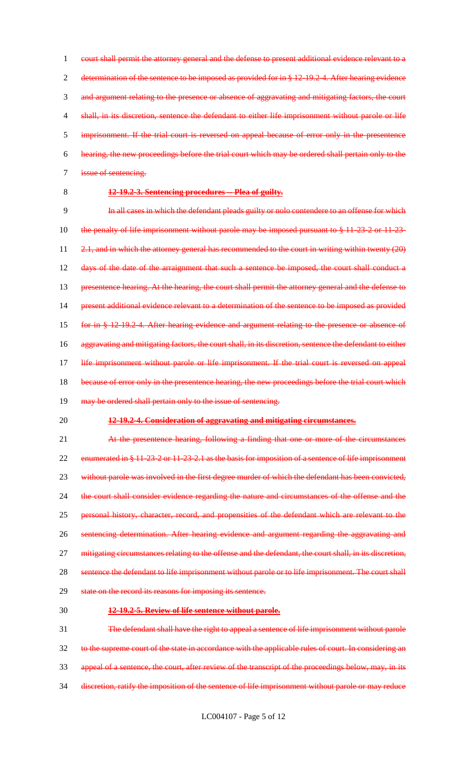~~court shall permit the attorney general and the defense to present additional evidence relevant to a determination of the sentence to be imposed as provided for in § 12-19.2-4. After hearing evidence and argument relating to the presence or absence of aggravating and mitigating factors, the court shall, in its discretion, sentence the defendant to either life imprisonment without parole or life imprisonment. If the trial court is reversed on appeal because of error only in the presentence hearing, the new proceedings before the trial court which may be ordered shall pertain only to the issue of sentencing.~~

~~**12-19.2-3. Sentencing procedures -- Plea of guilty.**~~

~~In all cases in which the defendant pleads guilty or nolo contendere to an offense for which the penalty of life imprisonment without parole may be imposed pursuant to § 11-23-2 or 11-23-2.1, and in which the attorney general has recommended to the court in writing within twenty (20) days of the date of the arraignment that such a sentence be imposed, the court shall conduct a presentence hearing. At the hearing, the court shall permit the attorney general and the defense to present additional evidence relevant to a determination of the sentence to be imposed as provided for in § 12-19.2-4. After hearing evidence and argument relating to the presence or absence of aggravating and mitigating factors, the court shall, in its discretion, sentence the defendant to either life imprisonment without parole or life imprisonment. If the trial court is reversed on appeal because of error only in the presentence hearing, the new proceedings before the trial court which may be ordered shall pertain only to the issue of sentencing.~~

~~**12-19.2-4. Consideration of aggravating and mitigating circumstances.**~~

~~At the presentence hearing, following a finding that one or more of the circumstances enumerated in § 11-23-2 or 11-23-2.1 as the basis for imposition of a sentence of life imprisonment without parole was involved in the first degree murder of which the defendant has been convicted, the court shall consider evidence regarding the nature and circumstances of the offense and the personal history, character, record, and propensities of the defendant which are relevant to the sentencing determination. After hearing evidence and argument regarding the aggravating and mitigating circumstances relating to the offense and the defendant, the court shall, in its discretion, sentence the defendant to life imprisonment without parole or to life imprisonment. The court shall state on the record its reasons for imposing its sentence.~~

~~**12-19.2-5. Review of life sentence without parole.**~~

~~The defendant shall have the right to appeal a sentence of life imprisonment without parole to the supreme court of the state in accordance with the applicable rules of court. In considering an appeal of a sentence, the court, after review of the transcript of the proceedings below, may, in its discretion, ratify the imposition of the sentence of life imprisonment without parole or may reduce~~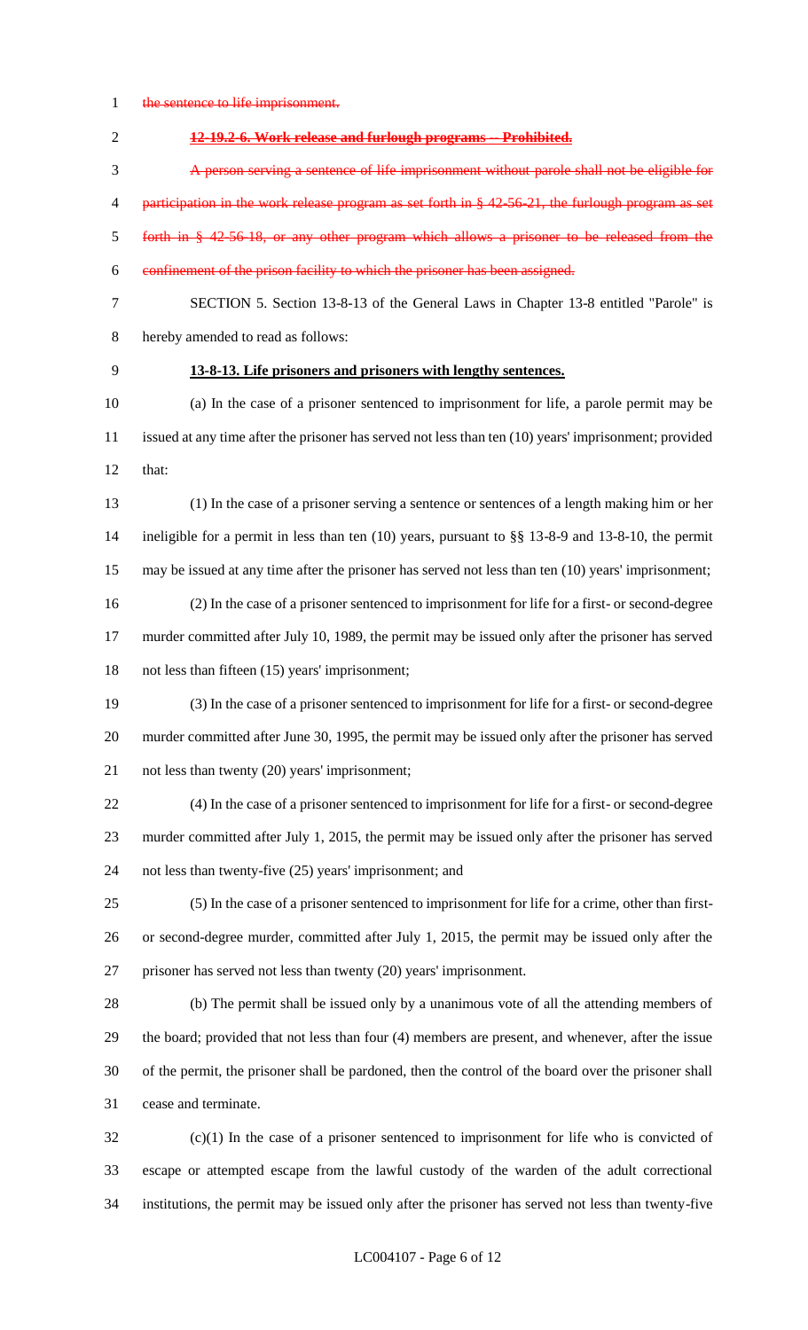~~the sentence to life imprisonment.~~

~~**12-19.2-6. Work release and furlough programs -- Prohibited.**~~

~~A person serving a sentence of life imprisonment without parole shall not be eligible for participation in the work release program as set forth in § 42-56-21, the furlough program as set forth in § 42-56-18, or any other program which allows a prisoner to be released from the confinement of the prison facility to which the prisoner has been assigned.~~

SECTION 5. Section 13-8-13 of the General Laws in Chapter 13-8 entitled "Parole" is hereby amended to read as follows:

**13-8-13. Life prisoners and prisoners with lengthy sentences.**

(a) In the case of a prisoner sentenced to imprisonment for life, a parole permit may be issued at any time after the prisoner has served not less than ten (10) years' imprisonment; provided that:

(1) In the case of a prisoner serving a sentence or sentences of a length making him or her ineligible for a permit in less than ten (10) years, pursuant to §§ 13-8-9 and 13-8-10, the permit may be issued at any time after the prisoner has served not less than ten (10) years' imprisonment;

(2) In the case of a prisoner sentenced to imprisonment for life for a first- or second-degree murder committed after July 10, 1989, the permit may be issued only after the prisoner has served not less than fifteen (15) years' imprisonment;

(3) In the case of a prisoner sentenced to imprisonment for life for a first- or second-degree murder committed after June 30, 1995, the permit may be issued only after the prisoner has served not less than twenty (20) years' imprisonment;

(4) In the case of a prisoner sentenced to imprisonment for life for a first- or second-degree murder committed after July 1, 2015, the permit may be issued only after the prisoner has served not less than twenty-five (25) years' imprisonment; and

(5) In the case of a prisoner sentenced to imprisonment for life for a crime, other than first- or second-degree murder, committed after July 1, 2015, the permit may be issued only after the prisoner has served not less than twenty (20) years' imprisonment.

(b) The permit shall be issued only by a unanimous vote of all the attending members of the board; provided that not less than four (4) members are present, and whenever, after the issue of the permit, the prisoner shall be pardoned, then the control of the board over the prisoner shall cease and terminate.

(c)(1) In the case of a prisoner sentenced to imprisonment for life who is convicted of escape or attempted escape from the lawful custody of the warden of the adult correctional institutions, the permit may be issued only after the prisoner has served not less than twenty-five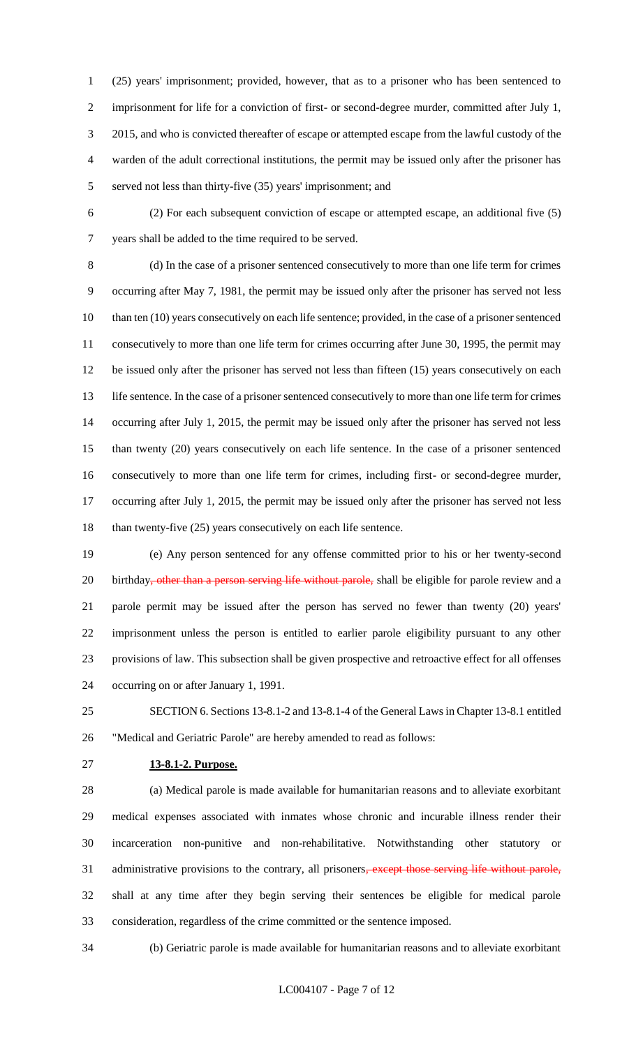(25) years' imprisonment; provided, however, that as to a prisoner who has been sentenced to imprisonment for life for a conviction of first- or second-degree murder, committed after July 1, 2015, and who is convicted thereafter of escape or attempted escape from the lawful custody of the warden of the adult correctional institutions, the permit may be issued only after the prisoner has served not less than thirty-five (35) years' imprisonment; and

(2) For each subsequent conviction of escape or attempted escape, an additional five (5) years shall be added to the time required to be served.

(d) In the case of a prisoner sentenced consecutively to more than one life term for crimes occurring after May 7, 1981, the permit may be issued only after the prisoner has served not less than ten (10) years consecutively on each life sentence; provided, in the case of a prisoner sentenced consecutively to more than one life term for crimes occurring after June 30, 1995, the permit may be issued only after the prisoner has served not less than fifteen (15) years consecutively on each life sentence. In the case of a prisoner sentenced consecutively to more than one life term for crimes occurring after July 1, 2015, the permit may be issued only after the prisoner has served not less than twenty (20) years consecutively on each life sentence. In the case of a prisoner sentenced consecutively to more than one life term for crimes, including first- or second-degree murder, occurring after July 1, 2015, the permit may be issued only after the prisoner has served not less than twenty-five (25) years consecutively on each life sentence.

(e) Any person sentenced for any offense committed prior to his or her twenty-second birthday~~, other than a person serving life without parole,~~ shall be eligible for parole review and a parole permit may be issued after the person has served no fewer than twenty (20) years' imprisonment unless the person is entitled to earlier parole eligibility pursuant to any other provisions of law. This subsection shall be given prospective and retroactive effect for all offenses occurring on or after January 1, 1991.

SECTION 6. Sections 13-8.1-2 and 13-8.1-4 of the General Laws in Chapter 13-8.1 entitled "Medical and Geriatric Parole" are hereby amended to read as follows:

**13-8.1-2. Purpose.**

(a) Medical parole is made available for humanitarian reasons and to alleviate exorbitant medical expenses associated with inmates whose chronic and incurable illness render their incarceration non-punitive and non-rehabilitative. Notwithstanding other statutory or administrative provisions to the contrary, all prisoners~~, except those serving life without parole,~~ shall at any time after they begin serving their sentences be eligible for medical parole consideration, regardless of the crime committed or the sentence imposed.

(b) Geriatric parole is made available for humanitarian reasons and to alleviate exorbitant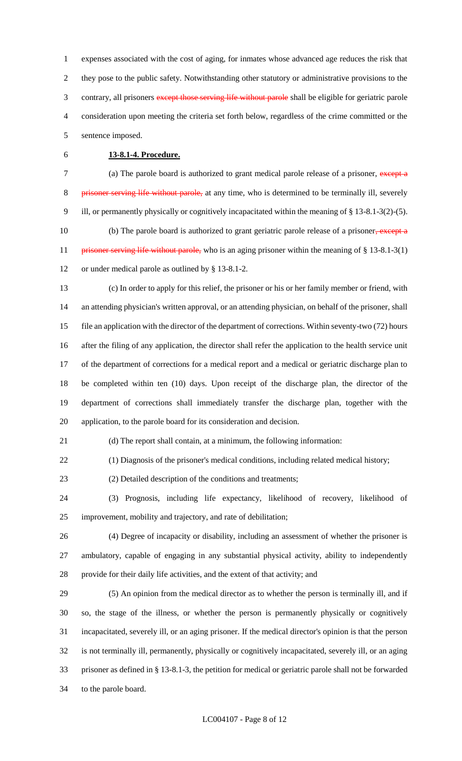expenses associated with the cost of aging, for inmates whose advanced age reduces the risk that they pose to the public safety. Notwithstanding other statutory or administrative provisions to the contrary, all prisoners ~~except those serving life without parole~~ shall be eligible for geriatric parole consideration upon meeting the criteria set forth below, regardless of the crime committed or the sentence imposed.

**13-8.1-4. Procedure.**

(a) The parole board is authorized to grant medical parole release of a prisoner, ~~except a prisoner serving life without parole,~~ at any time, who is determined to be terminally ill, severely ill, or permanently physically or cognitively incapacitated within the meaning of § 13-8.1-3(2)-(5).

(b) The parole board is authorized to grant geriatric parole release of a prisoner~~, except a prisoner serving life without parole,~~ who is an aging prisoner within the meaning of § 13-8.1-3(1) or under medical parole as outlined by § 13-8.1-2.

(c) In order to apply for this relief, the prisoner or his or her family member or friend, with an attending physician's written approval, or an attending physician, on behalf of the prisoner, shall file an application with the director of the department of corrections. Within seventy-two (72) hours after the filing of any application, the director shall refer the application to the health service unit of the department of corrections for a medical report and a medical or geriatric discharge plan to be completed within ten (10) days. Upon receipt of the discharge plan, the director of the department of corrections shall immediately transfer the discharge plan, together with the application, to the parole board for its consideration and decision.

(d) The report shall contain, at a minimum, the following information:

(1) Diagnosis of the prisoner's medical conditions, including related medical history;

(2) Detailed description of the conditions and treatments;

(3) Prognosis, including life expectancy, likelihood of recovery, likelihood of improvement, mobility and trajectory, and rate of debilitation;

(4) Degree of incapacity or disability, including an assessment of whether the prisoner is ambulatory, capable of engaging in any substantial physical activity, ability to independently provide for their daily life activities, and the extent of that activity; and

(5) An opinion from the medical director as to whether the person is terminally ill, and if so, the stage of the illness, or whether the person is permanently physically or cognitively incapacitated, severely ill, or an aging prisoner. If the medical director's opinion is that the person is not terminally ill, permanently, physically or cognitively incapacitated, severely ill, or an aging prisoner as defined in § 13-8.1-3, the petition for medical or geriatric parole shall not be forwarded to the parole board.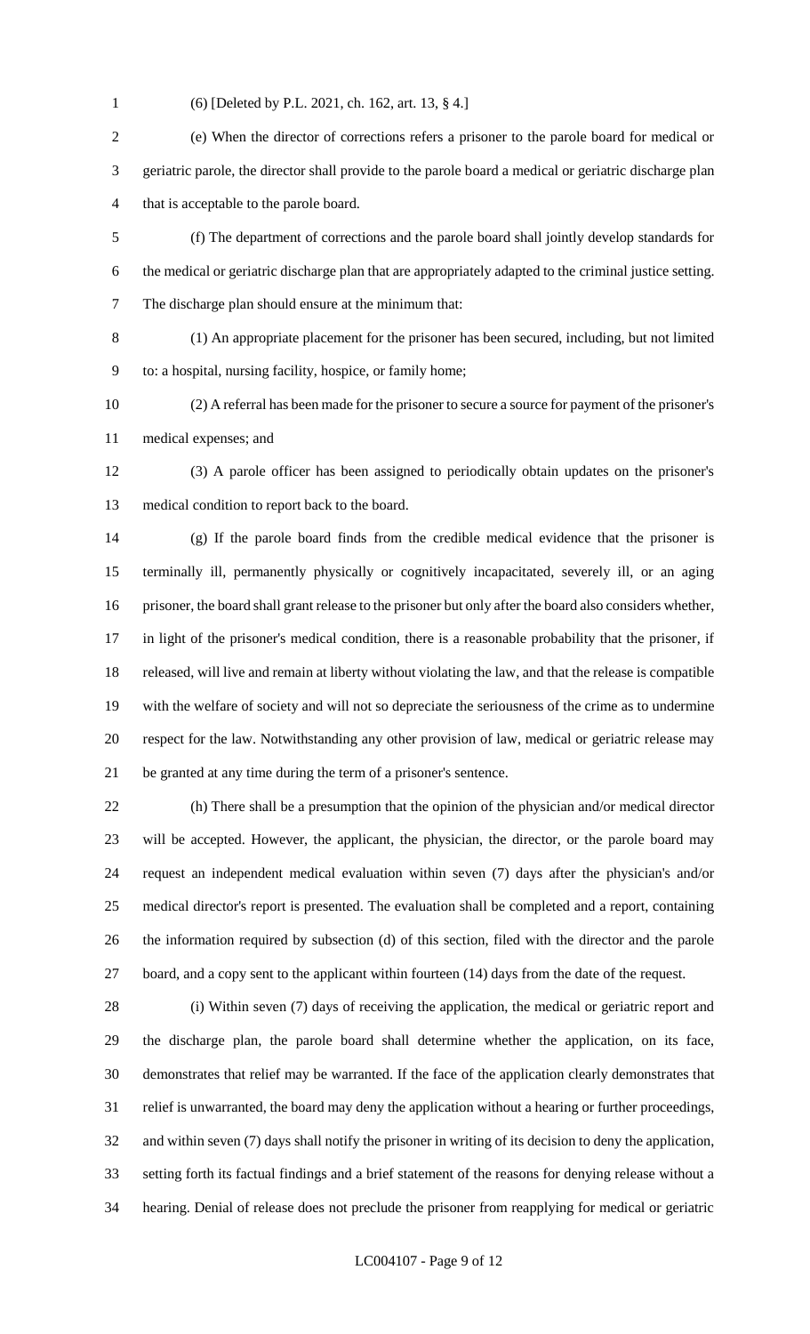(6) [Deleted by P.L. 2021, ch. 162, art. 13, § 4.]

(e) When the director of corrections refers a prisoner to the parole board for medical or geriatric parole, the director shall provide to the parole board a medical or geriatric discharge plan that is acceptable to the parole board.

(f) The department of corrections and the parole board shall jointly develop standards for the medical or geriatric discharge plan that are appropriately adapted to the criminal justice setting. The discharge plan should ensure at the minimum that:

(1) An appropriate placement for the prisoner has been secured, including, but not limited to: a hospital, nursing facility, hospice, or family home;

(2) A referral has been made for the prisoner to secure a source for payment of the prisoner's medical expenses; and

(3) A parole officer has been assigned to periodically obtain updates on the prisoner's medical condition to report back to the board.

(g) If the parole board finds from the credible medical evidence that the prisoner is terminally ill, permanently physically or cognitively incapacitated, severely ill, or an aging prisoner, the board shall grant release to the prisoner but only after the board also considers whether, in light of the prisoner's medical condition, there is a reasonable probability that the prisoner, if released, will live and remain at liberty without violating the law, and that the release is compatible with the welfare of society and will not so depreciate the seriousness of the crime as to undermine respect for the law. Notwithstanding any other provision of law, medical or geriatric release may be granted at any time during the term of a prisoner's sentence.

(h) There shall be a presumption that the opinion of the physician and/or medical director will be accepted. However, the applicant, the physician, the director, or the parole board may request an independent medical evaluation within seven (7) days after the physician's and/or medical director's report is presented. The evaluation shall be completed and a report, containing the information required by subsection (d) of this section, filed with the director and the parole board, and a copy sent to the applicant within fourteen (14) days from the date of the request.

(i) Within seven (7) days of receiving the application, the medical or geriatric report and the discharge plan, the parole board shall determine whether the application, on its face, demonstrates that relief may be warranted. If the face of the application clearly demonstrates that relief is unwarranted, the board may deny the application without a hearing or further proceedings, and within seven (7) days shall notify the prisoner in writing of its decision to deny the application, setting forth its factual findings and a brief statement of the reasons for denying release without a hearing. Denial of release does not preclude the prisoner from reapplying for medical or geriatric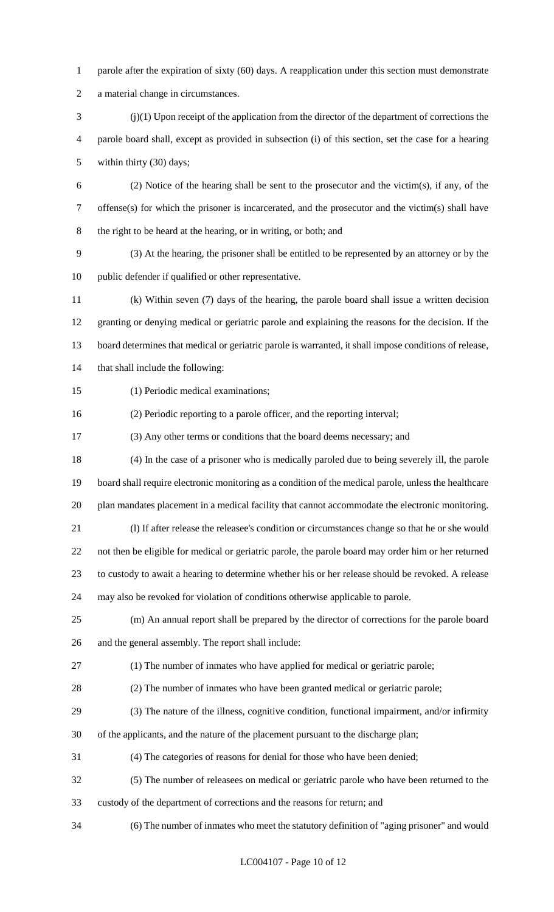parole after the expiration of sixty (60) days. A reapplication under this section must demonstrate a material change in circumstances.

(j)(1) Upon receipt of the application from the director of the department of corrections the parole board shall, except as provided in subsection (i) of this section, set the case for a hearing within thirty (30) days;

(2) Notice of the hearing shall be sent to the prosecutor and the victim(s), if any, of the offense(s) for which the prisoner is incarcerated, and the prosecutor and the victim(s) shall have the right to be heard at the hearing, or in writing, or both; and

(3) At the hearing, the prisoner shall be entitled to be represented by an attorney or by the public defender if qualified or other representative.

(k) Within seven (7) days of the hearing, the parole board shall issue a written decision granting or denying medical or geriatric parole and explaining the reasons for the decision. If the board determines that medical or geriatric parole is warranted, it shall impose conditions of release, that shall include the following:

(1) Periodic medical examinations;

(2) Periodic reporting to a parole officer, and the reporting interval;

(3) Any other terms or conditions that the board deems necessary; and

(4) In the case of a prisoner who is medically paroled due to being severely ill, the parole board shall require electronic monitoring as a condition of the medical parole, unless the healthcare plan mandates placement in a medical facility that cannot accommodate the electronic monitoring.

(l) If after release the releasee's condition or circumstances change so that he or she would not then be eligible for medical or geriatric parole, the parole board may order him or her returned to custody to await a hearing to determine whether his or her release should be revoked. A release may also be revoked for violation of conditions otherwise applicable to parole.

(m) An annual report shall be prepared by the director of corrections for the parole board and the general assembly. The report shall include:

(1) The number of inmates who have applied for medical or geriatric parole;

(2) The number of inmates who have been granted medical or geriatric parole;

(3) The nature of the illness, cognitive condition, functional impairment, and/or infirmity of the applicants, and the nature of the placement pursuant to the discharge plan;

(4) The categories of reasons for denial for those who have been denied;

(5) The number of releasees on medical or geriatric parole who have been returned to the custody of the department of corrections and the reasons for return; and

(6) The number of inmates who meet the statutory definition of "aging prisoner" and would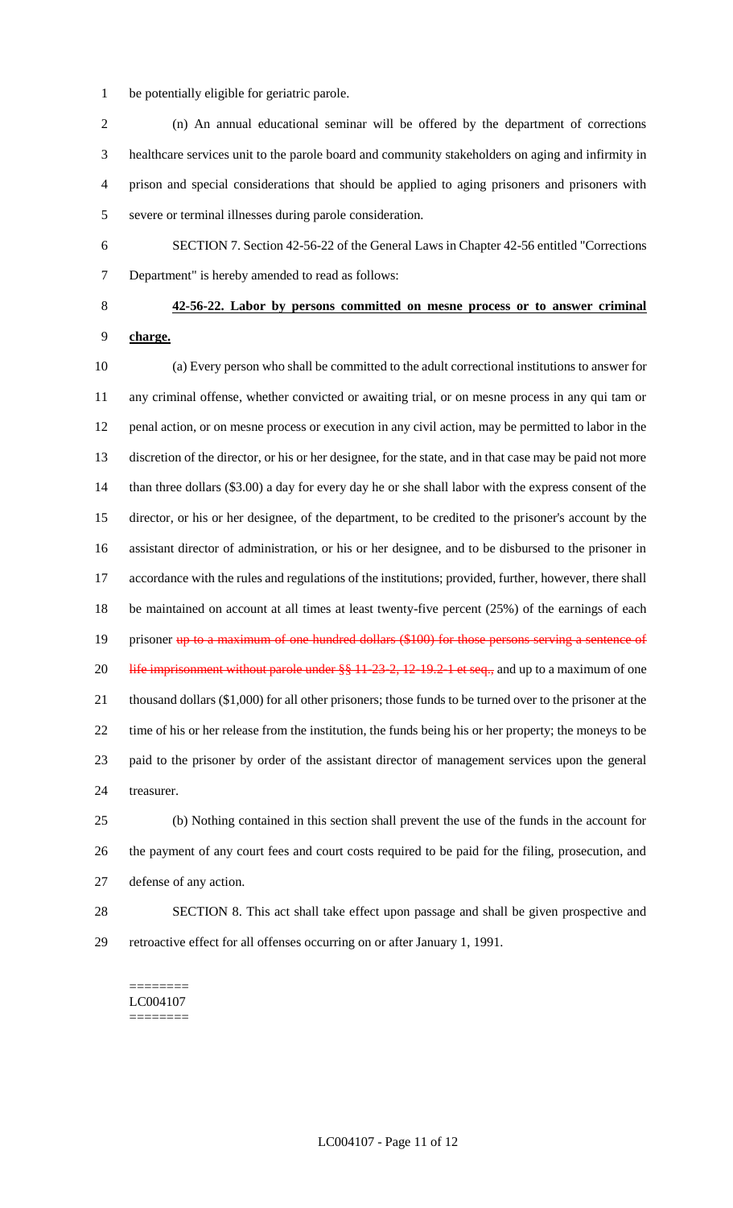be potentially eligible for geriatric parole.

(n) An annual educational seminar will be offered by the department of corrections healthcare services unit to the parole board and community stakeholders on aging and infirmity in prison and special considerations that should be applied to aging prisoners and prisoners with severe or terminal illnesses during parole consideration.

SECTION 7. Section 42-56-22 of the General Laws in Chapter 42-56 entitled "Corrections Department" is hereby amended to read as follows:

**42-56-22. Labor by persons committed on mesne process or to answer criminal charge.**

(a) Every person who shall be committed to the adult correctional institutions to answer for any criminal offense, whether convicted or awaiting trial, or on mesne process in any qui tam or penal action, or on mesne process or execution in any civil action, may be permitted to labor in the discretion of the director, or his or her designee, for the state, and in that case may be paid not more than three dollars ($3.00) a day for every day he or she shall labor with the express consent of the director, or his or her designee, of the department, to be credited to the prisoner's account by the assistant director of administration, or his or her designee, and to be disbursed to the prisoner in accordance with the rules and regulations of the institutions; provided, further, however, there shall be maintained on account at all times at least twenty-five percent (25%) of the earnings of each prisoner ~~up to a maximum of one hundred dollars ($100) for those persons serving a sentence of life imprisonment without parole under §§ 11-23-2, 12-19.2-1 et seq.,~~ and up to a maximum of one thousand dollars ($1,000) for all other prisoners; those funds to be turned over to the prisoner at the time of his or her release from the institution, the funds being his or her property; the moneys to be paid to the prisoner by order of the assistant director of management services upon the general treasurer.

(b) Nothing contained in this section shall prevent the use of the funds in the account for the payment of any court fees and court costs required to be paid for the filing, prosecution, and defense of any action.

SECTION 8. This act shall take effect upon passage and shall be given prospective and retroactive effect for all offenses occurring on or after January 1, 1991.

========
LC004107
========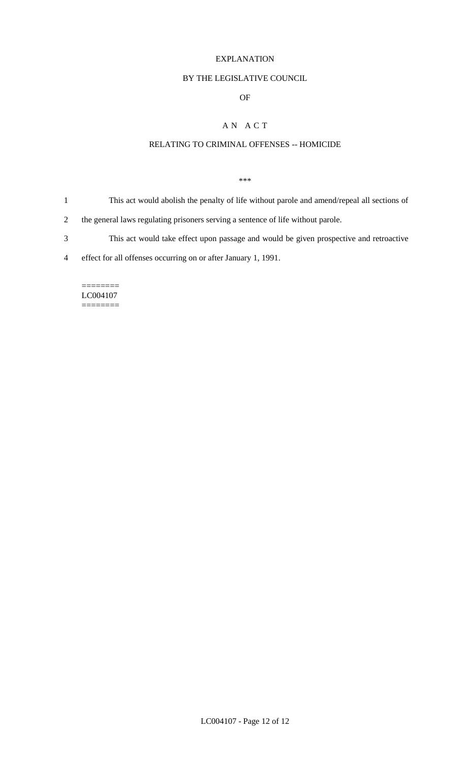EXPLANATION

BY THE LEGISLATIVE COUNCIL

OF

# A N A C T

RELATING TO CRIMINAL OFFENSES -- HOMICIDE

\*\*\*

1 This act would abolish the penalty of life without parole and amend/repeal all sections of
2 the general laws regulating prisoners serving a sentence of life without parole.
3 This act would take effect upon passage and would be given prospective and retroactive
4 effect for all offenses occurring on or after January 1, 1991.

========
LC004107
========